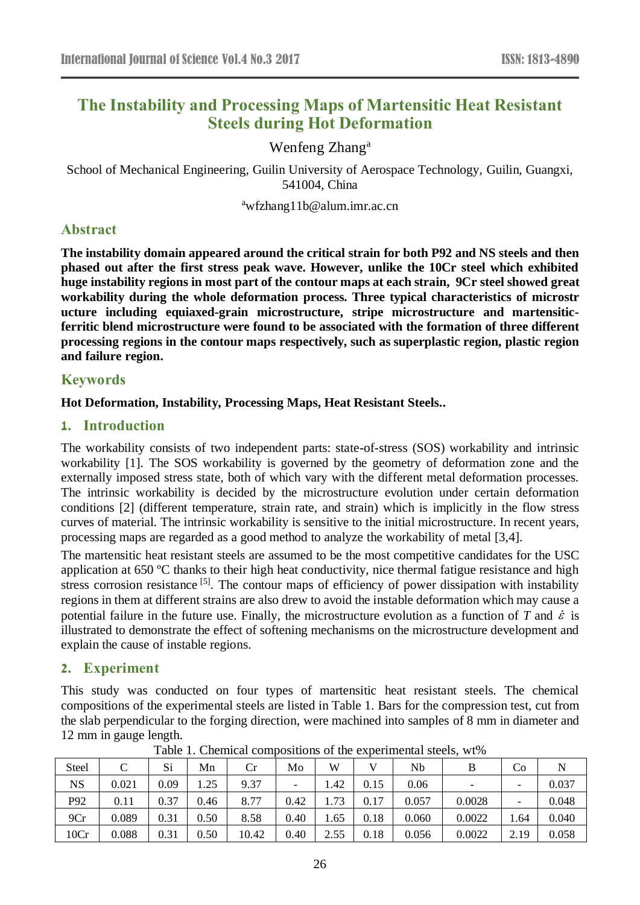# The Instability and Processing Maps of Martensitic Heat Resistant Steels during Hot Deformation

Wenfeng Zhang[a]

School of Mechanical Engineering, Guilin University of Aerospace Technology, Guilin, Guangxi, 541004, China

[a]wfzhang11b@alum.imr.ac.cn

## Abstract

**The instability domain appeared around the critical strain for both P92 and NS steels and then phased out after the first stress peak wave. However, unlike the 10Cr steel which exhibited huge instability regions in most part of the contour maps at each strain, 9Cr steel showed great workability during the whole deformation process. Three typical characteristics of microstr ucture including equiaxed-grain microstructure, stripe microstructure and martensitic-ferritic blend microstructure were found to be associated with the formation of three different processing regions in the contour maps respectively, such as superplastic region, plastic region and failure region.**

## Keywords

**Hot Deformation, Instability, Processing Maps, Heat Resistant Steels..**

## 1. Introduction

The workability consists of two independent parts: state-of-stress (SOS) workability and intrinsic workability [1]. The SOS workability is governed by the geometry of deformation zone and the externally imposed stress state, both of which vary with the different metal deformation processes. The intrinsic workability is decided by the microstructure evolution under certain deformation conditions [2] (different temperature, strain rate, and strain) which is implicitly in the flow stress curves of material. The intrinsic workability is sensitive to the initial microstructure. In recent years, processing maps are regarded as a good method to analyze the workability of metal [3,4].

The martensitic heat resistant steels are assumed to be the most competitive candidates for the USC application at 650 ºC thanks to their high heat conductivity, nice thermal fatigue resistance and high stress corrosion resistance [5]. The contour maps of efficiency of power dissipation with instability regions in them at different strains are also drew to avoid the instable deformation which may cause a potential failure in the future use. Finally, the microstructure evolution as a function of $T$ and $\dot{\varepsilon}$ is illustrated to demonstrate the effect of softening mechanisms on the microstructure development and explain the cause of instable regions.

## 2. Experiment

This study was conducted on four types of martensitic heat resistant steels. The chemical compositions of the experimental steels are listed in Table 1. Bars for the compression test, cut from the slab perpendicular to the forging direction, were machined into samples of 8 mm in diameter and 12 mm in gauge length.

Table 1. Chemical compositions of the experimental steels, wt%

| Steel | C | Si | Mn | Cr | Mo | W | V | Nb | B | Co | N |
|---|---|---|---|---|---|---|---|---|---|---|---|
| NS | 0.021 | 0.09 | 1.25 | 9.37 | - | 1.42 | 0.15 | 0.06 | - | - | 0.037 |
| P92 | 0.11 | 0.37 | 0.46 | 8.77 | 0.42 | 1.73 | 0.17 | 0.057 | 0.0028 | - | 0.048 |
| 9Cr | 0.089 | 0.31 | 0.50 | 8.58 | 0.40 | 1.65 | 0.18 | 0.060 | 0.0022 | 1.64 | 0.040 |
| 10Cr | 0.088 | 0.31 | 0.50 | 10.42 | 0.40 | 2.55 | 0.18 | 0.056 | 0.0022 | 2.19 | 0.058 |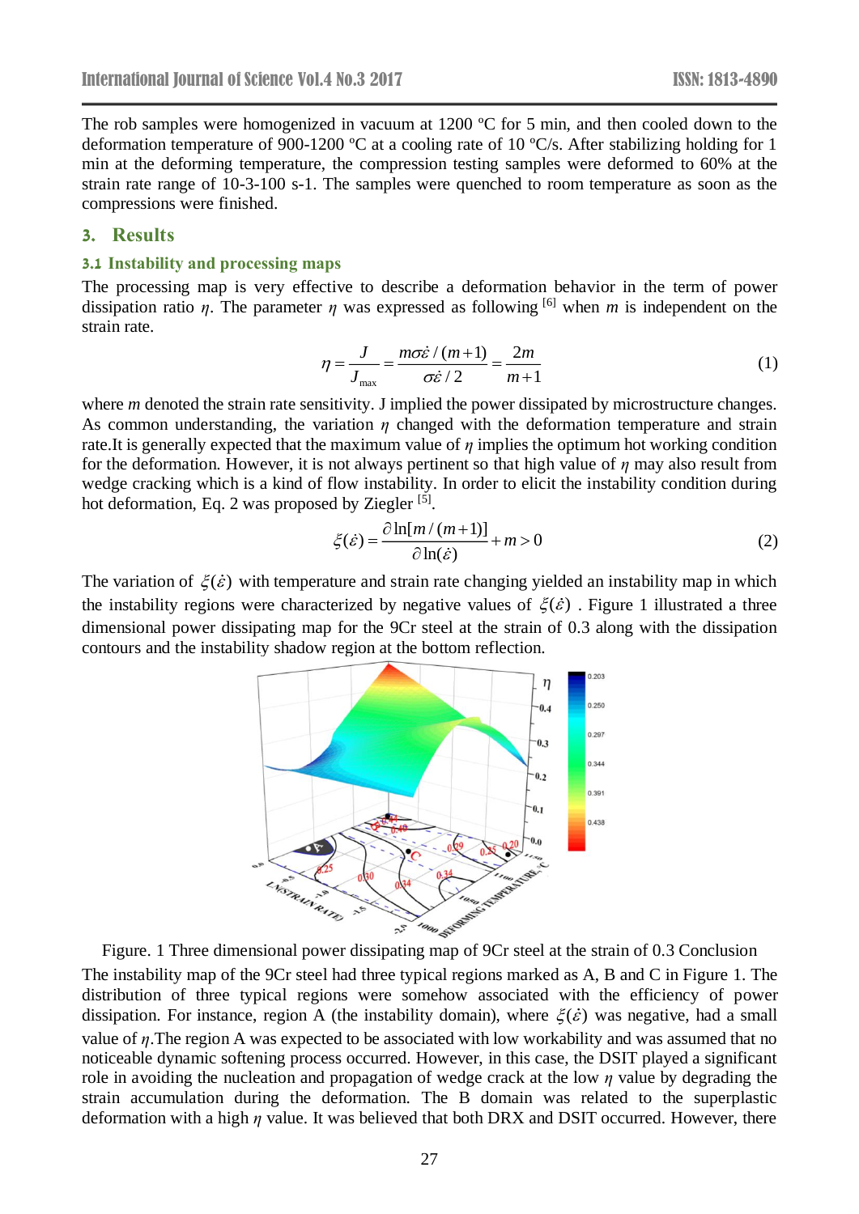The rob samples were homogenized in vacuum at 1200 ºC for 5 min, and then cooled down to the deformation temperature of 900-1200 ºC at a cooling rate of 10 ºC/s. After stabilizing holding for 1 min at the deforming temperature, the compression testing samples were deformed to 60% at the strain rate range of 10-3-100 s-1. The samples were quenched to room temperature as soon as the compressions were finished.

## 3. Results

### 3.1 Instability and processing maps

The processing map is very effective to describe a deformation behavior in the term of power dissipation ratio $\eta$. The parameter $\eta$ was expressed as following [6] when $m$ is independent on the strain rate.

$$\eta = \frac{J}{J_{\max}} = \frac{m\sigma\dot{\varepsilon}/(m+1)}{\sigma\dot{\varepsilon}/2} = \frac{2m}{m+1} \tag{1}$$

where $m$ denoted the strain rate sensitivity. J implied the power dissipated by microstructure changes. As common understanding, the variation $\eta$ changed with the deformation temperature and strain rate.It is generally expected that the maximum value of $\eta$ implies the optimum hot working condition for the deformation. However, it is not always pertinent so that high value of $\eta$ may also result from wedge cracking which is a kind of flow instability. In order to elicit the instability condition during hot deformation, Eq. 2 was proposed by Ziegler [5].

$$\xi(\dot{\varepsilon}) = \frac{\partial \ln[m/(m+1)]}{\partial \ln(\dot{\varepsilon})} + m > 0 \tag{2}$$

The variation of $\xi(\dot{\varepsilon})$ with temperature and strain rate changing yielded an instability map in which the instability regions were characterized by negative values of $\xi(\dot{\varepsilon})$ . Figure 1 illustrated a three dimensional power dissipating map for the 9Cr steel at the strain of 0.3 along with the dissipation contours and the instability shadow region at the bottom reflection.

Figure. 1 Three dimensional power dissipating map of 9Cr steel at the strain of 0.3 Conclusion

The instability map of the 9Cr steel had three typical regions marked as A, B and C in Figure 1. The distribution of three typical regions were somehow associated with the efficiency of power dissipation. For instance, region A (the instability domain), where $\xi(\dot{\varepsilon})$ was negative, had a small value of $\eta$.The region A was expected to be associated with low workability and was assumed that no noticeable dynamic softening process occurred. However, in this case, the DSIT played a significant role in avoiding the nucleation and propagation of wedge crack at the low $\eta$ value by degrading the strain accumulation during the deformation. The B domain was related to the superplastic deformation with a high $\eta$ value. It was believed that both DRX and DSIT occurred. However, there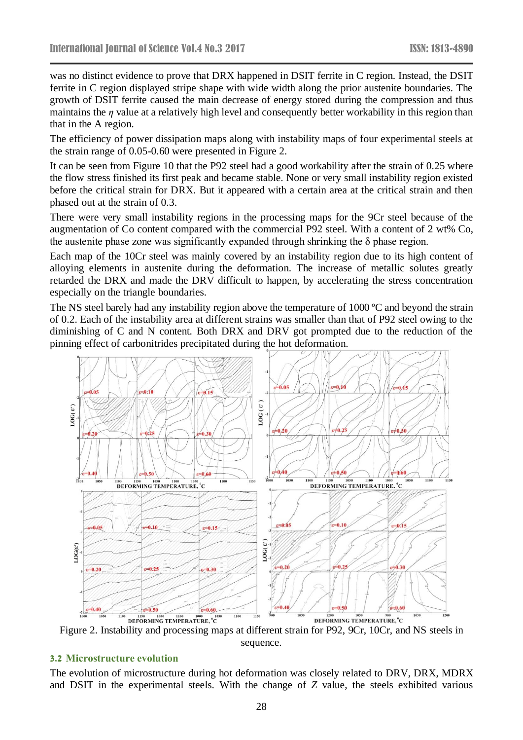was no distinct evidence to prove that DRX happened in DSIT ferrite in C region. Instead, the DSIT ferrite in C region displayed stripe shape with wide width along the prior austenite boundaries. The growth of DSIT ferrite caused the main decrease of energy stored during the compression and thus maintains the $\eta$ value at a relatively high level and consequently better workability in this region than that in the A region.

The efficiency of power dissipation maps along with instability maps of four experimental steels at the strain range of 0.05-0.60 were presented in Figure 2.

It can be seen from Figure 10 that the P92 steel had a good workability after the strain of 0.25 where the flow stress finished its first peak and became stable. None or very small instability region existed before the critical strain for DRX. But it appeared with a certain area at the critical strain and then phased out at the strain of 0.3.

There were very small instability regions in the processing maps for the 9Cr steel because of the augmentation of Co content compared with the commercial P92 steel. With a content of 2 wt% Co, the austenite phase zone was significantly expanded through shrinking the δ phase region.

Each map of the 10Cr steel was mainly covered by an instability region due to its high content of alloying elements in austenite during the deformation. The increase of metallic solutes greatly retarded the DRX and made the DRV difficult to happen, by accelerating the stress concentration especially on the triangle boundaries.

The NS steel barely had any instability region above the temperature of 1000 °C and beyond the strain of 0.2. Each of the instability area at different strains was smaller than that of P92 steel owing to the diminishing of C and N content. Both DRX and DRV got prompted due to the reduction of the pinning effect of carbonitrides precipitated during the hot deformation.

Figure 2. Instability and processing maps at different strain for P92, 9Cr, 10Cr, and NS steels in sequence.

### 3.2 Microstructure evolution

The evolution of microstructure during hot deformation was closely related to DRV, DRX, MDRX and DSIT in the experimental steels. With the change of $Z$ value, the steels exhibited various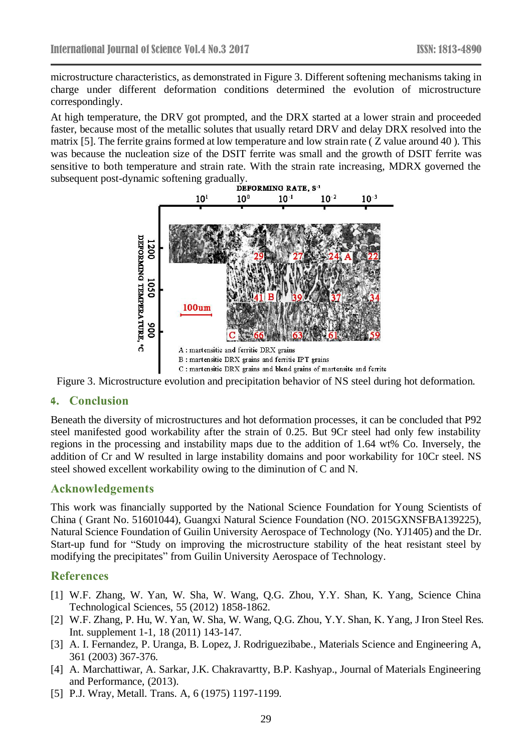microstructure characteristics, as demonstrated in Figure 3. Different softening mechanisms taking in charge under different deformation conditions determined the evolution of microstructure correspondingly.

At high temperature, the DRV got prompted, and the DRX started at a lower strain and proceeded faster, because most of the metallic solutes that usually retard DRV and delay DRX resolved into the matrix [5]. The ferrite grains formed at low temperature and low strain rate ( Z value around 40 ). This was because the nucleation size of the DSIT ferrite was small and the growth of DSIT ferrite was sensitive to both temperature and strain rate. With the strain rate increasing, MDRX governed the subsequent post-dynamic softening gradually.

Figure 3. Microstructure evolution and precipitation behavior of NS steel during hot deformation.

## 4. Conclusion

Beneath the diversity of microstructures and hot deformation processes, it can be concluded that P92 steel manifested good workability after the strain of 0.25. But 9Cr steel had only few instability regions in the processing and instability maps due to the addition of 1.64 wt% Co. Inversely, the addition of Cr and W resulted in large instability domains and poor workability for 10Cr steel. NS steel showed excellent workability owing to the diminution of C and N.

## Acknowledgements

This work was financially supported by the National Science Foundation for Young Scientists of China ( Grant No. 51601044), Guangxi Natural Science Foundation (NO. 2015GXNSFBA139225), Natural Science Foundation of Guilin University Aerospace of Technology (No. YJ1405) and the Dr. Start-up fund for “Study on improving the microstructure stability of the heat resistant steel by modifying the precipitates” from Guilin University Aerospace of Technology.

## References

[1] W.F. Zhang, W. Yan, W. Sha, W. Wang, Q.G. Zhou, Y.Y. Shan, K. Yang, Science China Technological Sciences, 55 (2012) 1858-1862.

[2] W.F. Zhang, P. Hu, W. Yan, W. Sha, W. Wang, Q.G. Zhou, Y.Y. Shan, K. Yang, J Iron Steel Res. Int. supplement 1-1, 18 (2011) 143-147.

[3] A. I. Fernandez, P. Uranga, B. Lopez, J. Rodriguezibabe., Materials Science and Engineering A, 361 (2003) 367-376.

[4] A. Marchattiwar, A. Sarkar, J.K. Chakravartty, B.P. Kashyap., Journal of Materials Engineering and Performance, (2013).

[5] P.J. Wray, Metall. Trans. A, 6 (1975) 1197-1199.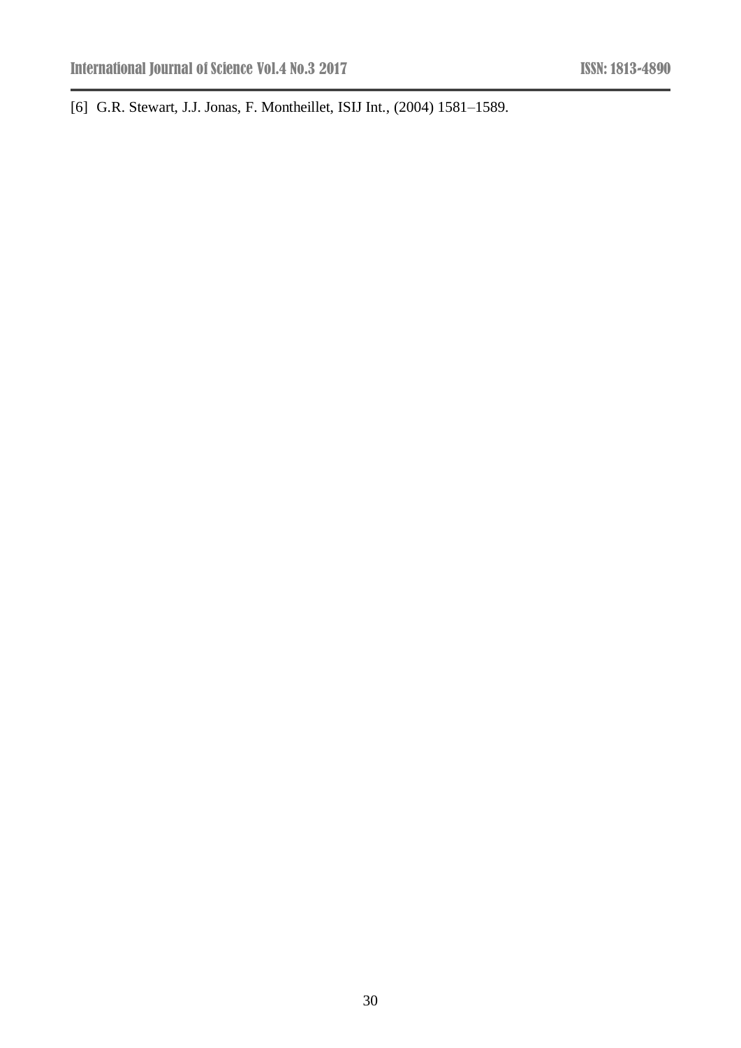[6] G.R. Stewart, J.J. Jonas, F. Montheillet, ISIJ Int., (2004) 1581–1589.